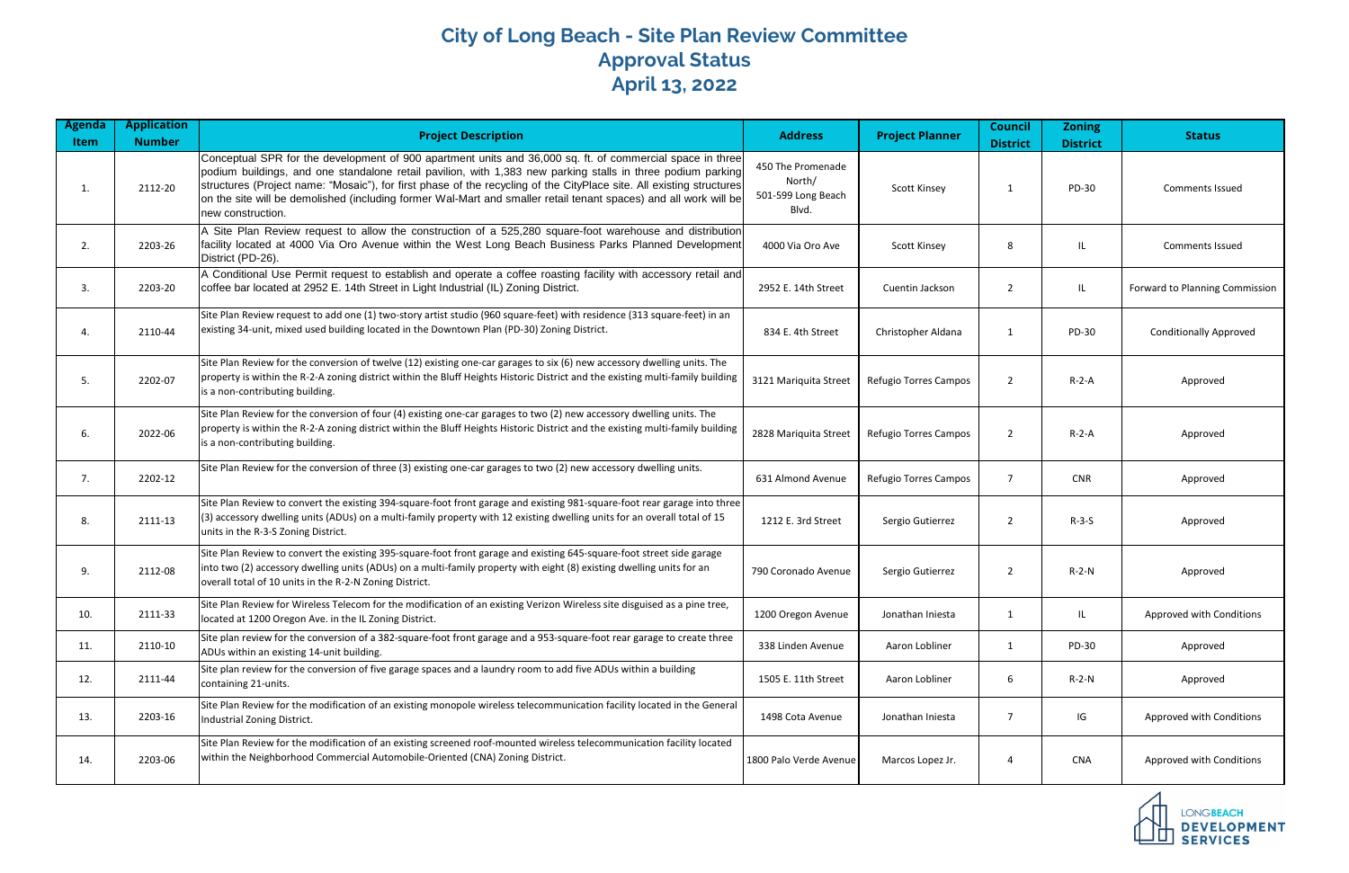# City of Long Beach - Site Plan Review Committee
## Approval Status
## April 13, 2022

| Agenda Item | Application Number | Project Description | Address | Project Planner | Council District | Zoning District | Status |
|---|---|---|---|---|---|---|---|
| 1. | 2112-20 | Conceptual SPR for the development of 900 apartment units and 36,000 sq. ft. of commercial space in three podium buildings, and one standalone retail pavilion, with 1,383 new parking stalls in three podium parking structures (Project name: "Mosaic"), for first phase of the recycling of the CityPlace site. All existing structures on the site will be demolished (including former Wal-Mart and smaller retail tenant spaces) and all work will be new construction. | 450 The Promenade North/ 501-599 Long Beach Blvd. | Scott Kinsey | 1 | PD-30 | Comments Issued |
| 2. | 2203-26 | A Site Plan Review request to allow the construction of a 525,280 square-foot warehouse and distribution facility located at 4000 Via Oro Avenue within the West Long Beach Business Parks Planned Development District (PD-26). | 4000 Via Oro Ave | Scott Kinsey | 8 | IL | Comments Issued |
| 3. | 2203-20 | A Conditional Use Permit request to establish and operate a coffee roasting facility with accessory retail and coffee bar located at 2952 E. 14th Street in Light Industrial (IL) Zoning District. | 2952 E. 14th Street | Cuentin Jackson | 2 | IL | Forward to Planning Commission |
| 4. | 2110-44 | Site Plan Review request to add one (1) two-story artist studio (960 square-feet) with residence (313 square-feet) in an existing 34-unit, mixed used building located in the Downtown Plan (PD-30) Zoning District. | 834 E. 4th Street | Christopher Aldana | 1 | PD-30 | Conditionally Approved |
| 5. | 2202-07 | Site Plan Review for the conversion of twelve (12) existing one-car garages to six (6) new accessory dwelling units. The property is within the R-2-A zoning district within the Bluff Heights Historic District and the existing multi-family building is a non-contributing building. | 3121 Mariquita Street | Refugio Torres Campos | 2 | R-2-A | Approved |
| 6. | 2022-06 | Site Plan Review for the conversion of four (4) existing one-car garages to two (2) new accessory dwelling units. The property is within the R-2-A zoning district within the Bluff Heights Historic District and the existing multi-family building is a non-contributing building. | 2828 Mariquita Street | Refugio Torres Campos | 2 | R-2-A | Approved |
| 7. | 2202-12 | Site Plan Review for the conversion of three (3) existing one-car garages to two (2) new accessory dwelling units. | 631 Almond Avenue | Refugio Torres Campos | 7 | CNR | Approved |
| 8. | 2111-13 | Site Plan Review to convert the existing 394-square-foot front garage and existing 981-square-foot rear garage into three (3) accessory dwelling units (ADUs) on a multi-family property with 12 existing dwelling units for an overall total of 15 units in the R-3-S Zoning District. | 1212 E. 3rd Street | Sergio Gutierrez | 2 | R-3-S | Approved |
| 9. | 2112-08 | Site Plan Review to convert the existing 395-square-foot front garage and existing 645-square-foot street side garage into two (2) accessory dwelling units (ADUs) on a multi-family property with eight (8) existing dwelling units for an overall total of 10 units in the R-2-N Zoning District. | 790 Coronado Avenue | Sergio Gutierrez | 2 | R-2-N | Approved |
| 10. | 2111-33 | Site Plan Review for Wireless Telecom for the modification of an existing Verizon Wireless site disguised as a pine tree, located at 1200 Oregon Ave. in the IL Zoning District. | 1200 Oregon Avenue | Jonathan Iniesta | 1 | IL | Approved with Conditions |
| 11. | 2110-10 | Site plan review for the conversion of a 382-square-foot front garage and a 953-square-foot rear garage to create three ADUs within an existing 14-unit building. | 338 Linden Avenue | Aaron Lobliner | 1 | PD-30 | Approved |
| 12. | 2111-44 | Site plan review for the conversion of five garage spaces and a laundry room to add five ADUs within a building containing 21-units. | 1505 E. 11th Street | Aaron Lobliner | 6 | R-2-N | Approved |
| 13. | 2203-16 | Site Plan Review for the modification of an existing monopole wireless telecommunication facility located in the General Industrial Zoning District. | 1498 Cota Avenue | Jonathan Iniesta | 7 | IG | Approved with Conditions |
| 14. | 2203-06 | Site Plan Review for the modification of an existing screened roof-mounted wireless telecommunication facility located within the Neighborhood Commercial Automobile-Oriented (CNA) Zoning District. | 1800 Palo Verde Avenue | Marcos Lopez Jr. | 4 | CNA | Approved with Conditions |

LONGBEACH DEVELOPMENT SERVICES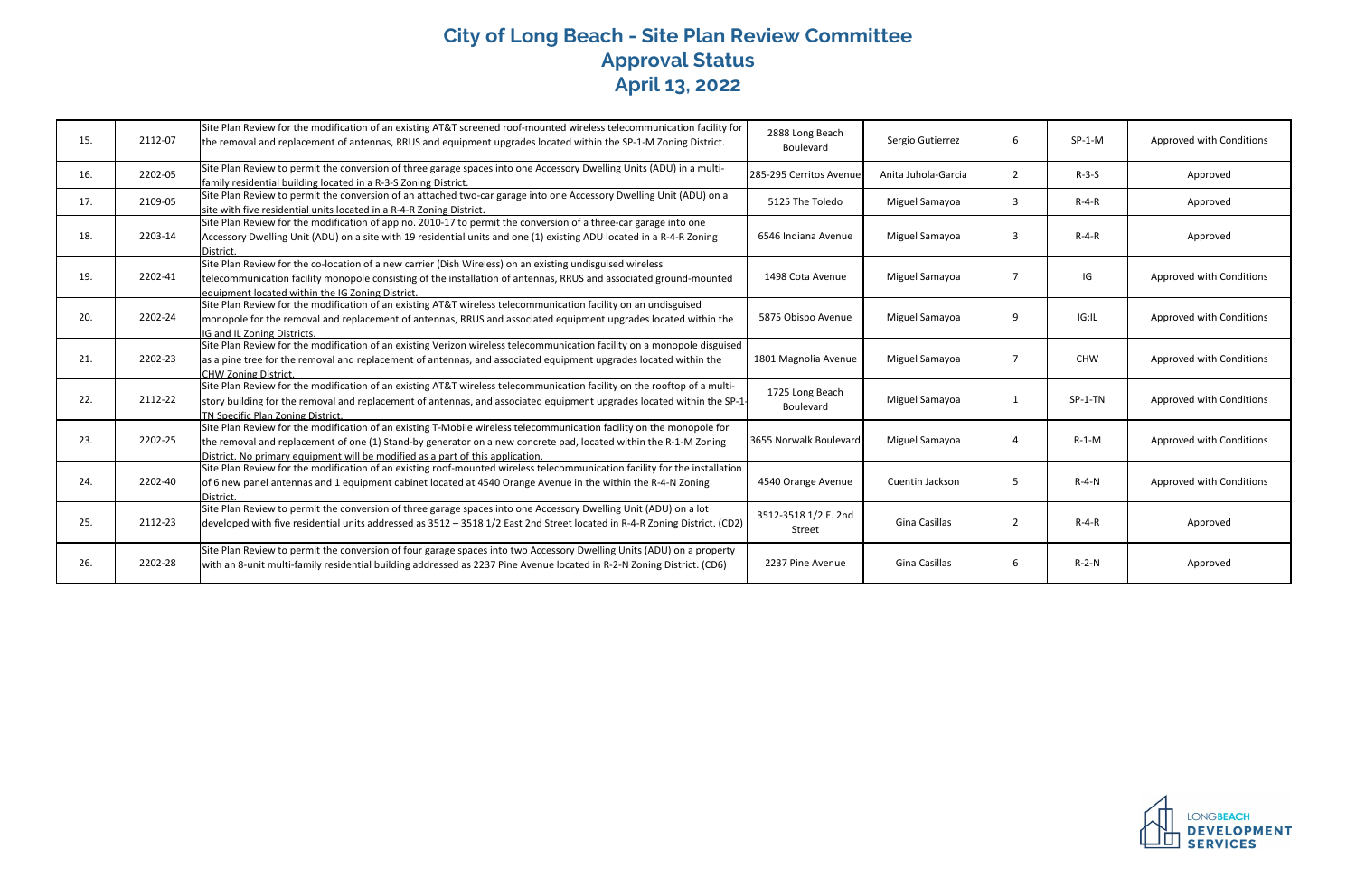# City of Long Beach - Site Plan Review Committee
## Approval Status
## April 13, 2022

| | | | | | | | |
|---|---|---|---|---|---|---|---|
| 15. | 2112-07 | Site Plan Review for the modification of an existing AT&T screened roof-mounted wireless telecommunication facility for the removal and replacement of antennas, RRUS and equipment upgrades located within the SP-1-M Zoning District. | 2888 Long Beach Boulevard | Sergio Gutierrez | 6 | SP-1-M | Approved with Conditions |
| 16. | 2202-05 | Site Plan Review to permit the conversion of three garage spaces into one Accessory Dwelling Units (ADU) in a multi-family residential building located in a R-3-S Zoning District. | 285-295 Cerritos Avenue | Anita Juhola-Garcia | 2 | R-3-S | Approved |
| 17. | 2109-05 | Site Plan Review to permit the conversion of an attached two-car garage into one Accessory Dwelling Unit (ADU) on a site with five residential units located in a R-4-R Zoning District. | 5125 The Toledo | Miguel Samayoa | 3 | R-4-R | Approved |
| 18. | 2203-14 | Site Plan Review for the modification of app no. 2010-17 to permit the conversion of a three-car garage into one Accessory Dwelling Unit (ADU) on a site with 19 residential units and one (1) existing ADU located in a R-4-R Zoning District. | 6546 Indiana Avenue | Miguel Samayoa | 3 | R-4-R | Approved |
| 19. | 2202-41 | Site Plan Review for the co-location of a new carrier (Dish Wireless) on an existing undisguised wireless telecommunication facility monopole consisting of the installation of antennas, RRUS and associated ground-mounted equipment located within the IG Zoning District. | 1498 Cota Avenue | Miguel Samayoa | 7 | IG | Approved with Conditions |
| 20. | 2202-24 | Site Plan Review for the modification of an existing AT&T wireless telecommunication facility on an undisguised monopole for the removal and replacement of antennas, RRUS and associated equipment upgrades located within the IG and IL Zoning Districts. | 5875 Obispo Avenue | Miguel Samayoa | 9 | IG:IL | Approved with Conditions |
| 21. | 2202-23 | Site Plan Review for the modification of an existing Verizon wireless telecommunication facility on a monopole disguised as a pine tree for the removal and replacement of antennas, and associated equipment upgrades located within the CHW Zoning District. | 1801 Magnolia Avenue | Miguel Samayoa | 7 | CHW | Approved with Conditions |
| 22. | 2112-22 | Site Plan Review for the modification of an existing AT&T wireless telecommunication facility on the rooftop of a multi-story building for the removal and replacement of antennas, and associated equipment upgrades located within the SP-1-TN Specific Plan Zoning District. | 1725 Long Beach Boulevard | Miguel Samayoa | 1 | SP-1-TN | Approved with Conditions |
| 23. | 2202-25 | Site Plan Review for the modification of an existing T-Mobile wireless telecommunication facility on the monopole for the removal and replacement of one (1) Stand-by generator on a new concrete pad, located within the R-1-M Zoning District. No primary equipment will be modified as a part of this application. | 3655 Norwalk Boulevard | Miguel Samayoa | 4 | R-1-M | Approved with Conditions |
| 24. | 2202-40 | Site Plan Review for the modification of an existing roof-mounted wireless telecommunication facility for the installation of 6 new panel antennas and 1 equipment cabinet located at 4540 Orange Avenue in the within the R-4-N Zoning District. | 4540 Orange Avenue | Cuentin Jackson | 5 | R-4-N | Approved with Conditions |
| 25. | 2112-23 | Site Plan Review to permit the conversion of three garage spaces into one Accessory Dwelling Unit (ADU) on a lot developed with five residential units addressed as 3512 – 3518 1/2 East 2nd Street located in R-4-R Zoning District. (CD2) | 3512-3518 1/2 E. 2nd Street | Gina Casillas | 2 | R-4-R | Approved |
| 26. | 2202-28 | Site Plan Review to permit the conversion of four garage spaces into two Accessory Dwelling Units (ADU) on a property with an 8-unit multi-family residential building addressed as 2237 Pine Avenue located in R-2-N Zoning District. (CD6) | 2237 Pine Avenue | Gina Casillas | 6 | R-2-N | Approved |

LONGBEACH DEVELOPMENT SERVICES